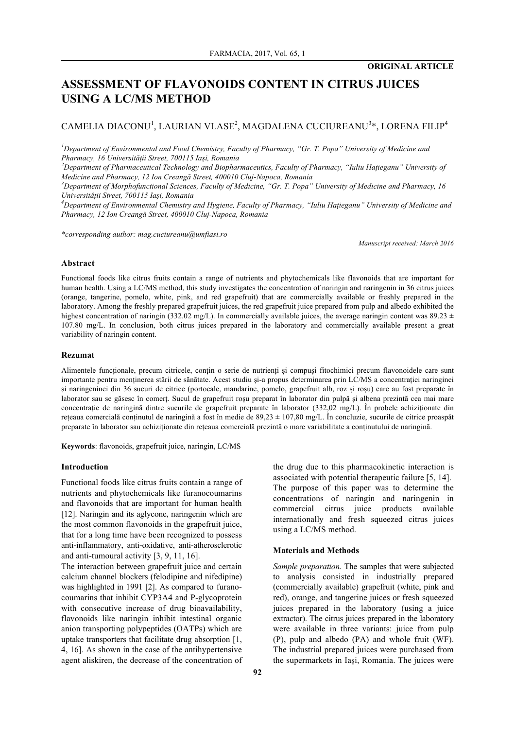**ORIGINAL ARTICLE**

# ASSESSMENT OF FLAVONOIDS CONTENT IN CITRUS JUICES USING A LC/MS METHOD

CAMELIA DIACONU[1], LAURIAN VLASE[2], MAGDALENA CUCIUREANU[3]*, LORENA FILIP[4]

[1]*Department of Environmental and Food Chemistry, Faculty of Pharmacy, "Gr. T. Popa" University of Medicine and Pharmacy, 16 Universității Street, 700115 Iași, Romania*

[2]*Department of Pharmaceutical Technology and Biopharmaceutics, Faculty of Pharmacy, "Iuliu Hațieganu" University of Medicine and Pharmacy, 12 Ion Creangă Street, 400010 Cluj-Napoca, Romania*

[3]*Department of Morphofunctional Sciences, Faculty of Medicine, "Gr. T. Popa" University of Medicine and Pharmacy, 16 Universității Street, 700115 Iași, Romania*

[4]*Department of Environmental Chemistry and Hygiene, Faculty of Pharmacy, "Iuliu Hațieganu" University of Medicine and Pharmacy, 12 Ion Creangă Street, 400010 Cluj-Napoca, Romania*

*\*corresponding author: mag.cuciureanu@umfiasi.ro*

*Manuscript received: March 2016*

### Abstract

Functional foods like citrus fruits contain a range of nutrients and phytochemicals like flavonoids that are important for human health. Using a LC/MS method, this study investigates the concentration of naringin and naringenin in 36 citrus juices (orange, tangerine, pomelo, white, pink, and red grapefruit) that are commercially available or freshly prepared in the laboratory. Among the freshly prepared grapefruit juices, the red grapefruit juice prepared from pulp and albedo exhibited the highest concentration of naringin (332.02 mg/L). In commercially available juices, the average naringin content was 89.23 ± 107.80 mg/L. In conclusion, both citrus juices prepared in the laboratory and commercially available present a great variability of naringin content.

### Rezumat

Alimentele funcționale, precum citricele, conțin o serie de nutrienți și compuși fitochimici precum flavonoidele care sunt importante pentru menținerea stării de sănătate. Acest studiu și-a propus determinarea prin LC/MS a concentrației naringinei și naringeninei din 36 sucuri de citrice (portocale, mandarine, pomelo, grapefruit alb, roz și roșu) care au fost preparate în laborator sau se găsesc în comerț. Sucul de grapefruit roșu preparat în laborator din pulpă și albena prezintă cea mai mare concentrație de naringină dintre sucurile de grapefruit preparate în laborator (332,02 mg/L). În probele achiziționate din rețeaua comercială conținutul de naringină a fost în medie de 89,23 ± 107,80 mg/L. În concluzie, sucurile de citrice proaspăt preparate în laborator sau achiziționate din rețeaua comercială prezintă o mare variabilitate a conținutului de naringină.

**Keywords**: flavonoids, grapefruit juice, naringin, LC/MS

### Introduction

Functional foods like citrus fruits contain a range of nutrients and phytochemicals like furanocoumarins and flavonoids that are important for human health [12]. Naringin and its aglycone, naringenin which are the most common flavonoids in the grapefruit juice, that for a long time have been recognized to possess anti-inflammatory, anti-oxidative, anti-atherosclerotic and anti-tumoural activity [3, 9, 11, 16].

The interaction between grapefruit juice and certain calcium channel blockers (felodipine and nifedipine) was highlighted in 1991 [2]. As compared to furano-coumarins that inhibit CYP3A4 and P-glycoprotein with consecutive increase of drug bioavailability, flavonoids like naringin inhibit intestinal organic anion transporting polypeptides (OATPs) which are uptake transporters that facilitate drug absorption [1, 4, 16]. As shown in the case of the antihypertensive agent aliskiren, the decrease of the concentration of the drug due to this pharmacokinetic interaction is associated with potential therapeutic failure [5, 14].

The purpose of this paper was to determine the concentrations of naringin and naringenin in commercial citrus juice products available internationally and fresh squeezed citrus juices using a LC/MS method.

### Materials and Methods

*Sample preparation*. The samples that were subjected to analysis consisted in industrially prepared (commercially available) grapefruit (white, pink and red), orange, and tangerine juices or fresh squeezed juices prepared in the laboratory (using a juice extractor). The citrus juices prepared in the laboratory were available in three variants: juice from pulp (P), pulp and albedo (PA) and whole fruit (WF). The industrial prepared juices were purchased from the supermarkets in Iași, Romania. The juices were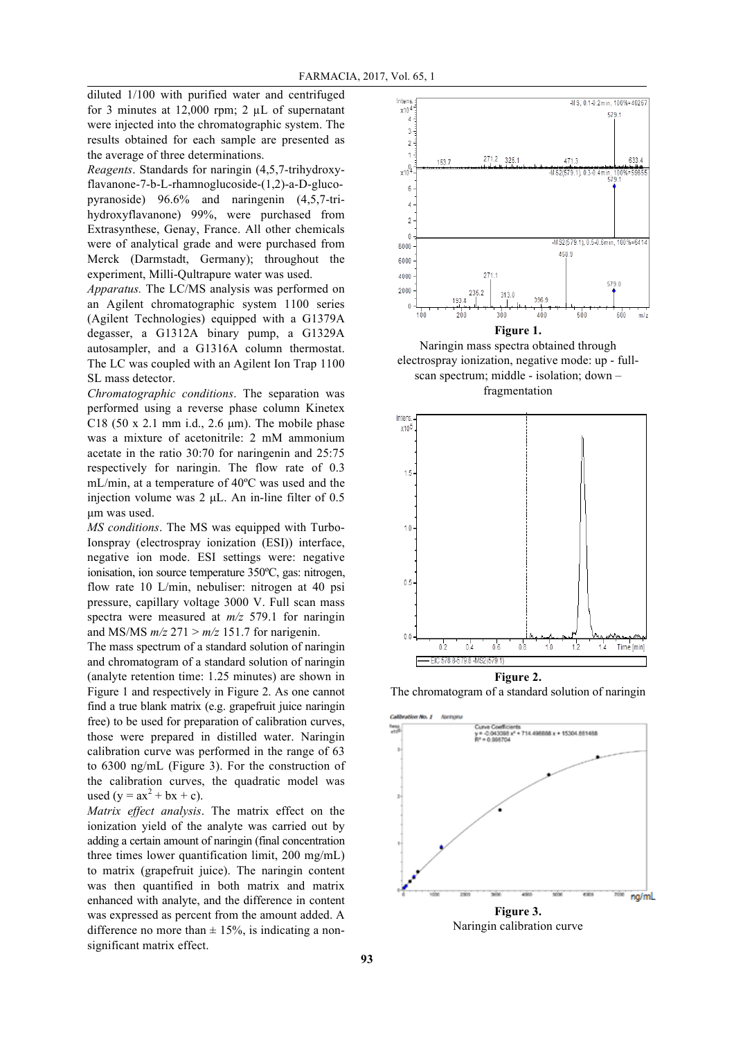diluted 1/100 with purified water and centrifuged for 3 minutes at 12,000 rpm; 2 µL of supernatant were injected into the chromatographic system. The results obtained for each sample are presented as the average of three determinations.

*Reagents*. Standards for naringin (4,5,7-trihydroxy-flavanone-7-b-L-rhamnoglucoside-(1,2)-a-D-gluco-pyranoside) 96.6% and naringenin (4,5,7-tri-hydroxyflavanone) 99%, were purchased from Extrasynthese, Genay, France. All other chemicals were of analytical grade and were purchased from Merck (Darmstadt, Germany); throughout the experiment, Milli-Qultrapure water was used.

*Apparatus.* The LC/MS analysis was performed on an Agilent chromatographic system 1100 series (Agilent Technologies) equipped with a G1379A degasser, a G1312A binary pump, a G1329A autosampler, and a G1316A column thermostat. The LC was coupled with an Agilent Ion Trap 1100 SL mass detector.

*Chromatographic conditions*. The separation was performed using a reverse phase column Kinetex C18 (50 x 2.1 mm i.d., 2.6 µm). The mobile phase was a mixture of acetonitrile: 2 mM ammonium acetate in the ratio 30:70 for naringenin and 25:75 respectively for naringin. The flow rate of 0.3 mL/min, at a temperature of 40ºC was used and the injection volume was 2 µL. An in-line filter of 0.5 µm was used.

*MS conditions*. The MS was equipped with Turbo-Ionspray (electrospray ionization (ESI)) interface, negative ion mode. ESI settings were: negative ionisation, ion source temperature 350ºC, gas: nitrogen, flow rate 10 L/min, nebuliser: nitrogen at 40 psi pressure, capillary voltage 3000 V. Full scan mass spectra were measured at *m/z* 579.1 for naringin and MS/MS *m/z* 271 > *m/z* 151.7 for narigenin.

The mass spectrum of a standard solution of naringin and chromatogram of a standard solution of naringin (analyte retention time: 1.25 minutes) are shown in Figure 1 and respectively in Figure 2. As one cannot find a true blank matrix (e.g. grapefruit juice naringin free) to be used for preparation of calibration curves, those were prepared in distilled water. Naringin calibration curve was performed in the range of 63 to 6300 ng/mL (Figure 3). For the construction of the calibration curves, the quadratic model was used ($y = ax^2 + bx + c$).

*Matrix effect analysis*. The matrix effect on the ionization yield of the analyte was carried out by adding a certain amount of naringin (final concentration three times lower quantification limit, 200 mg/mL) to matrix (grapefruit juice). The naringin content was then quantified in both matrix and matrix enhanced with analyte, and the difference in content was expressed as percent from the amount added. A difference no more than ± 15%, is indicating a non-significant matrix effect.

**Figure 1.**
Naringin mass spectra obtained through electrospray ionization, negative mode: up - full-scan spectrum; middle - isolation; down – fragmentation

**Figure 2.**
The chromatogram of a standard solution of naringin

**Figure 3.**
Naringin calibration curve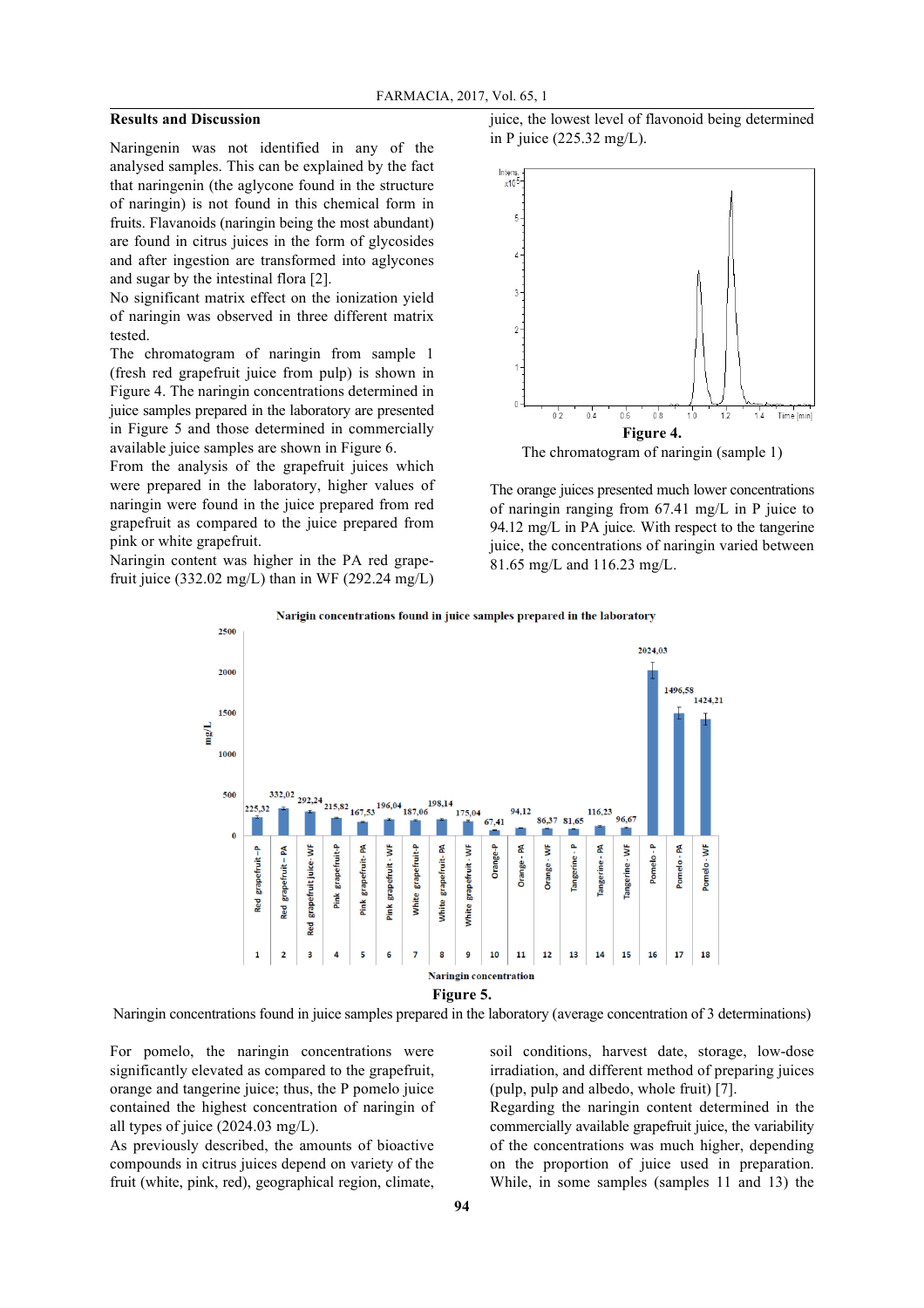## Results and Discussion

Naringenin was not identified in any of the analysed samples. This can be explained by the fact that naringenin (the aglycone found in the structure of naringin) is not found in this chemical form in fruits. Flavanoids (naringin being the most abundant) are found in citrus juices in the form of glycosides and after ingestion are transformed into aglycones and sugar by the intestinal flora [2].

No significant matrix effect on the ionization yield of naringin was observed in three different matrix tested.

The chromatogram of naringin from sample 1 (fresh red grapefruit juice from pulp) is shown in Figure 4. The naringin concentrations determined in juice samples prepared in the laboratory are presented in Figure 5 and those determined in commercially available juice samples are shown in Figure 6.

From the analysis of the grapefruit juices which were prepared in the laboratory, higher values of naringin were found in the juice prepared from red grapefruit as compared to the juice prepared from pink or white grapefruit.

Naringin content was higher in the PA red grapefruit juice (332.02 mg/L) than in WF (292.24 mg/L) juice, the lowest level of flavonoid being determined in P juice (225.32 mg/L).

**Figure 4.**
The chromatogram of naringin (sample 1)

The orange juices presented much lower concentrations of naringin ranging from 67.41 mg/L in P juice to 94.12 mg/L in PA juice. With respect to the tangerine juice, the concentrations of naringin varied between 81.65 mg/L and 116.23 mg/L.

**Figure 5.**
Naringin concentrations found in juice samples prepared in the laboratory (average concentration of 3 determinations)

For pomelo, the naringin concentrations were significantly elevated as compared to the grapefruit, orange and tangerine juice; thus, the P pomelo juice contained the highest concentration of naringin of all types of juice (2024.03 mg/L).

As previously described, the amounts of bioactive compounds in citrus juices depend on variety of the fruit (white, pink, red), geographical region, climate, soil conditions, harvest date, storage, low-dose irradiation, and different method of preparing juices (pulp, pulp and albedo, whole fruit) [7].

Regarding the naringin content determined in the commercially available grapefruit juice, the variability of the concentrations was much higher, depending on the proportion of juice used in preparation. While, in some samples (samples 11 and 13) the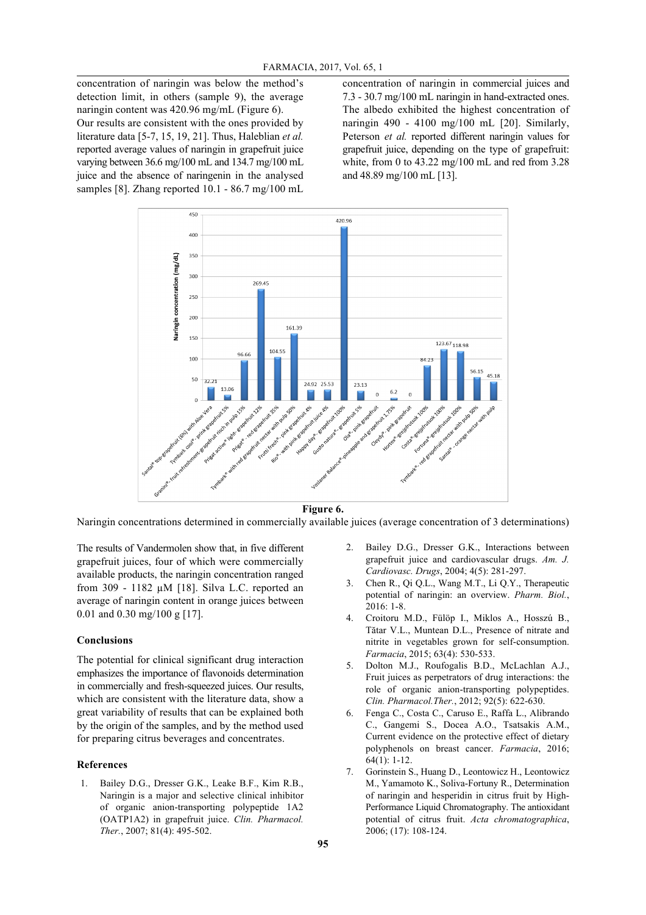concentration of naringin was below the method's detection limit, in others (sample 9), the average naringin content was 420.96 mg/mL (Figure 6).

Our results are consistent with the ones provided by literature data [5-7, 15, 19, 21]. Thus, Haleblian *et al.* reported average values of naringin in grapefruit juice varying between 36.6 mg/100 mL and 134.7 mg/100 mL juice and the absence of naringenin in the analysed samples [8]. Zhang reported 10.1 - 86.7 mg/100 mL concentration of naringin in commercial juices and 7.3 - 30.7 mg/100 mL naringin in hand-extracted ones. The albedo exhibited the highest concentration of naringin 490 - 4100 mg/100 mL [20]. Similarly, Peterson *et al.* reported different naringin values for grapefruit juice, depending on the type of grapefruit: white, from 0 to 43.22 mg/100 mL and red from 3.28 and 48.89 mg/100 mL [13].

**Figure 6.**

Naringin concentrations determined in commercially available juices (average concentration of 3 determinations)

The results of Vandermolen show that, in five different grapefruit juices, four of which were commercially available products, the naringin concentration ranged from 309 - 1182 μM [18]. Silva L.C. reported an average of naringin content in orange juices between 0.01 and 0.30 mg/100 g [17].

## Conclusions

The potential for clinical significant drug interaction emphasizes the importance of flavonoids determination in commercially and fresh-squeezed juices. Our results, which are consistent with the literature data, show a great variability of results that can be explained both by the origin of the samples, and by the method used for preparing citrus beverages and concentrates.

## References

1. Bailey D.G., Dresser G.K., Leake B.F., Kim R.B., Naringin is a major and selective clinical inhibitor of organic anion-transporting polypeptide 1A2 (OATP1A2) in grapefruit juice. *Clin. Pharmacol. Ther.*, 2007; 81(4): 495-502.
2. Bailey D.G., Dresser G.K., Interactions between grapefruit juice and cardiovascular drugs. *Am. J. Cardiovasc. Drugs*, 2004; 4(5): 281-297.
3. Chen R., Qi Q.L., Wang M.T., Li Q.Y., Therapeutic potential of naringin: an overview. *Pharm. Biol.*, 2016: 1-8.
4. Croitoru M.D., Fülöp I., Miklos A., Hosszú B., Tătar V.L., Muntean D.L., Presence of nitrate and nitrite in vegetables grown for self-consumption. *Farmacia*, 2015; 63(4): 530-533.
5. Dolton M.J., Roufogalis B.D., McLachlan A.J., Fruit juices as perpetrators of drug interactions: the role of organic anion-transporting polypeptides. *Clin. Pharmacol.Ther.*, 2012; 92(5): 622-630.
6. Fenga C., Costa C., Caruso E., Raffa L., Alibrando C., Gangemi S., Docea A.O., Tsatsakis A.M., Current evidence on the protective effect of dietary polyphenols on breast cancer. *Farmacia*, 2016; 64(1): 1-12.
7. Gorinstein S., Huang D., Leontowicz H., Leontowicz M., Yamamoto K., Soliva-Fortuny R., Determination of naringin and hesperidin in citrus fruit by High-Performance Liquid Chromatography. The antioxidant potential of citrus fruit. *Acta chromatographica*, 2006; (17): 108-124.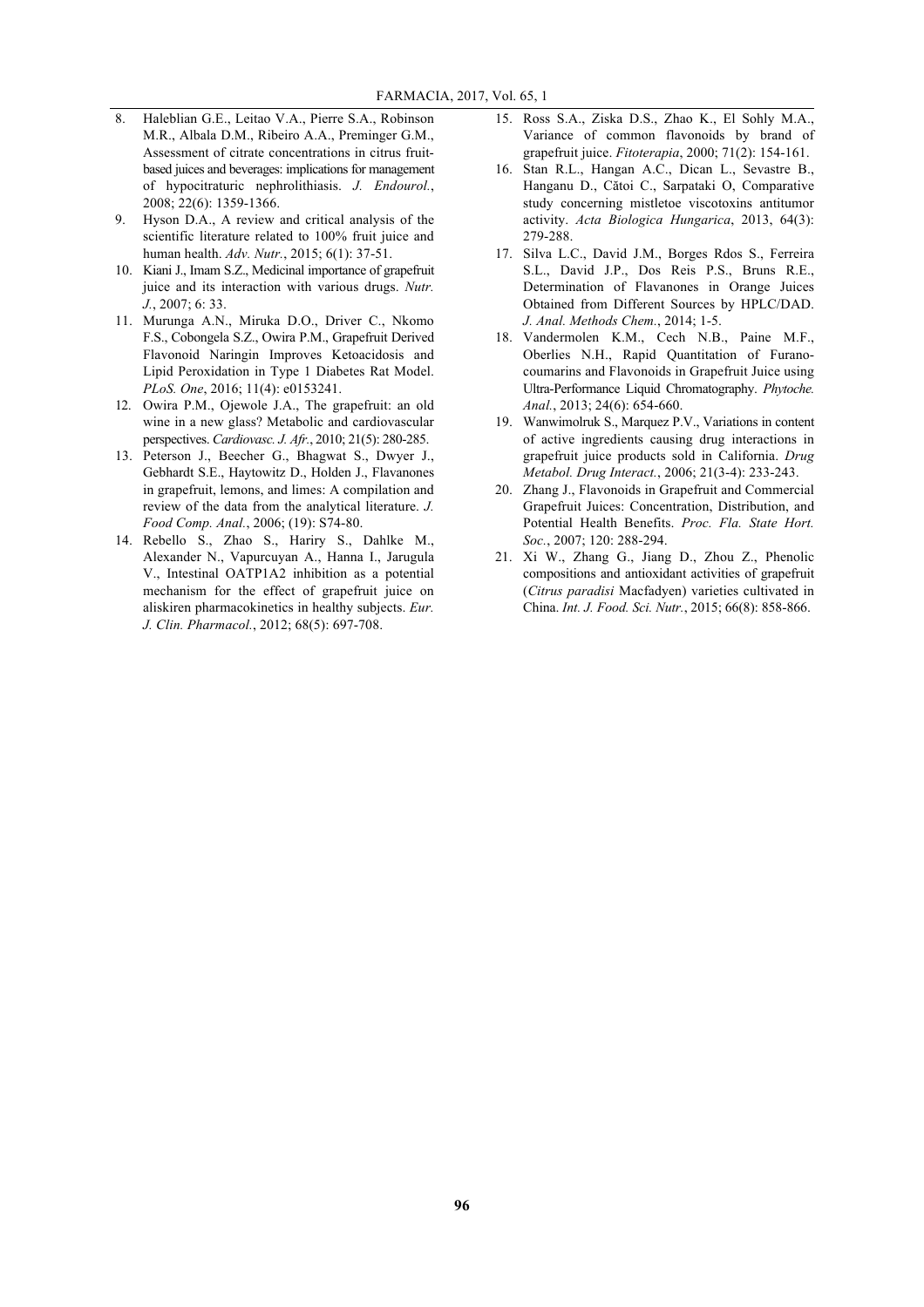8. Haleblian G.E., Leitao V.A., Pierre S.A., Robinson M.R., Albala D.M., Ribeiro A.A., Preminger G.M., Assessment of citrate concentrations in citrus fruit-based juices and beverages: implications for management of hypocitraturic nephrolithiasis. *J. Endourol.*, 2008; 22(6): 1359-1366.
9. Hyson D.A., A review and critical analysis of the scientific literature related to 100% fruit juice and human health. *Adv. Nutr.*, 2015; 6(1): 37-51.
10. Kiani J., Imam S.Z., Medicinal importance of grapefruit juice and its interaction with various drugs. *Nutr. J.*, 2007; 6: 33.
11. Murunga A.N., Miruka D.O., Driver C., Nkomo F.S., Cobongela S.Z., Owira P.M., Grapefruit Derived Flavonoid Naringin Improves Ketoacidosis and Lipid Peroxidation in Type 1 Diabetes Rat Model. *PLoS. One*, 2016; 11(4): e0153241.
12. Owira P.M., Ojewole J.A., The grapefruit: an old wine in a new glass? Metabolic and cardiovascular perspectives. *Cardiovasc. J. Afr.*, 2010; 21(5): 280-285.
13. Peterson J., Beecher G., Bhagwat S., Dwyer J., Gebhardt S.E., Haytowitz D., Holden J., Flavanones in grapefruit, lemons, and limes: A compilation and review of the data from the analytical literature. *J. Food Comp. Anal.*, 2006; (19): S74-80.
14. Rebello S., Zhao S., Hariry S., Dahlke M., Alexander N., Vapurcuyan A., Hanna I., Jarugula V., Intestinal OATP1A2 inhibition as a potential mechanism for the effect of grapefruit juice on aliskiren pharmacokinetics in healthy subjects. *Eur. J. Clin. Pharmacol.*, 2012; 68(5): 697-708.
15. Ross S.A., Ziska D.S., Zhao K., El Sohly M.A., Variance of common flavonoids by brand of grapefruit juice. *Fitoterapia*, 2000; 71(2): 154-161.
16. Stan R.L., Hangan A.C., Dican L., Sevastre B., Hanganu D., Cătoi C., Sarpataki O, Comparative study concerning mistletoe viscotoxins antitumor activity. *Acta Biologica Hungarica*, 2013, 64(3): 279-288.
17. Silva L.C., David J.M., Borges Rdos S., Ferreira S.L., David J.P., Dos Reis P.S., Bruns R.E., Determination of Flavanones in Orange Juices Obtained from Different Sources by HPLC/DAD. *J. Anal. Methods Chem.*, 2014; 1-5.
18. Vandermolen K.M., Cech N.B., Paine M.F., Oberlies N.H., Rapid Quantitation of Furanocoumarins and Flavonoids in Grapefruit Juice using Ultra-Performance Liquid Chromatography. *Phytoche. Anal.*, 2013; 24(6): 654-660.
19. Wanwimolruk S., Marquez P.V., Variations in content of active ingredients causing drug interactions in grapefruit juice products sold in California. *Drug Metabol. Drug Interact.*, 2006; 21(3-4): 233-243.
20. Zhang J., Flavonoids in Grapefruit and Commercial Grapefruit Juices: Concentration, Distribution, and Potential Health Benefits. *Proc. Fla. State Hort. Soc.*, 2007; 120: 288-294.
21. Xi W., Zhang G., Jiang D., Zhou Z., Phenolic compositions and antioxidant activities of grapefruit (*Citrus paradisi* Macfadyen) varieties cultivated in China. *Int. J. Food. Sci. Nutr.*, 2015; 66(8): 858-866.